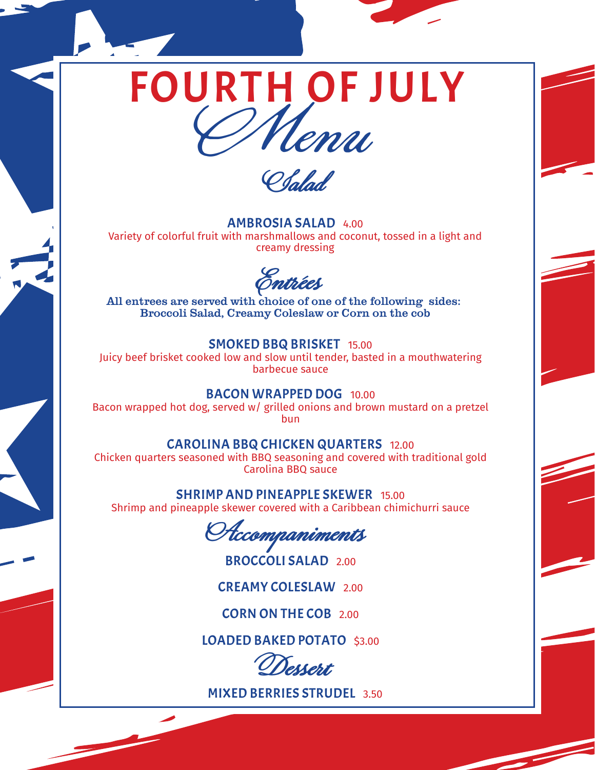# FOURTH OF JULY

# *Menu*

## *Salad*

**AMBROSIA SALAD** 4.00
Variety of colorful fruit with marshmallows and coconut, tossed in a light and creamy dressing

## *Entrées*

**All entrees are served with choice of one of the following sides: Broccoli Salad, Creamy Coleslaw or Corn on the cob**

**SMOKED BBQ BRISKET** 15.00
Juicy beef brisket cooked low and slow until tender, basted in a mouthwatering barbecue sauce

**BACON WRAPPED DOG** 10.00
Bacon wrapped hot dog, served w/ grilled onions and brown mustard on a pretzel bun

**CAROLINA BBQ CHICKEN QUARTERS** 12.00
Chicken quarters seasoned with BBQ seasoning and covered with traditional gold Carolina BBQ sauce

**SHRIMP AND PINEAPPLE SKEWER** 15.00
Shrimp and pineapple skewer covered with a Caribbean chimichurri sauce

## *Accompaniments*

**BROCCOLI SALAD** 2.00

**CREAMY COLESLAW** 2.00

**CORN ON THE COB** 2.00

**LOADED BAKED POTATO** $3.00

## *Dessert*

**MIXED BERRIES STRUDEL** 3.50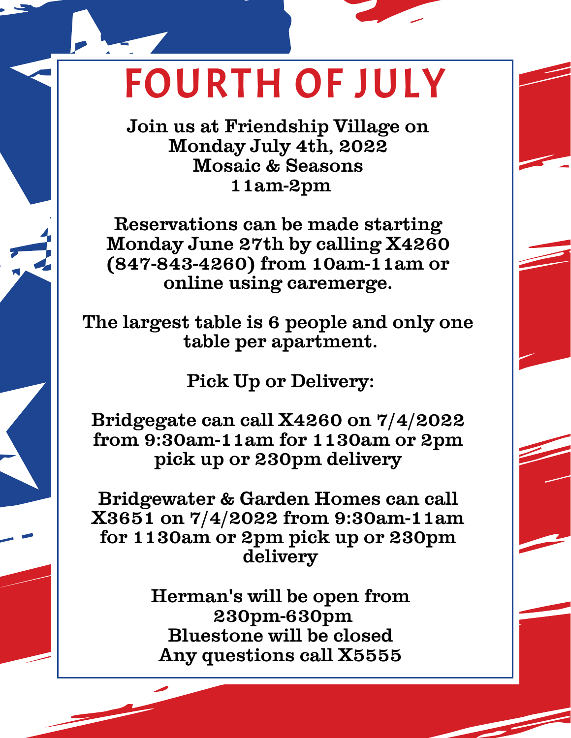# FOURTH OF JULY

Join us at Friendship Village on
Monday July 4th, 2022
Mosaic & Seasons
11am-2pm

Reservations can be made starting Monday June 27th by calling X4260 (847-843-4260) from 10am-11am or online using caremerge.

The largest table is 6 people and only one table per apartment.

Pick Up or Delivery:

Bridgegate can call X4260 on 7/4/2022 from 9:30am-11am for 1130am or 2pm pick up or 230pm delivery

Bridgewater & Garden Homes can call X3651 on 7/4/2022 from 9:30am-11am for 1130am or 2pm pick up or 230pm delivery

Herman's will be open from
230pm-630pm
Bluestone will be closed
Any questions call X5555